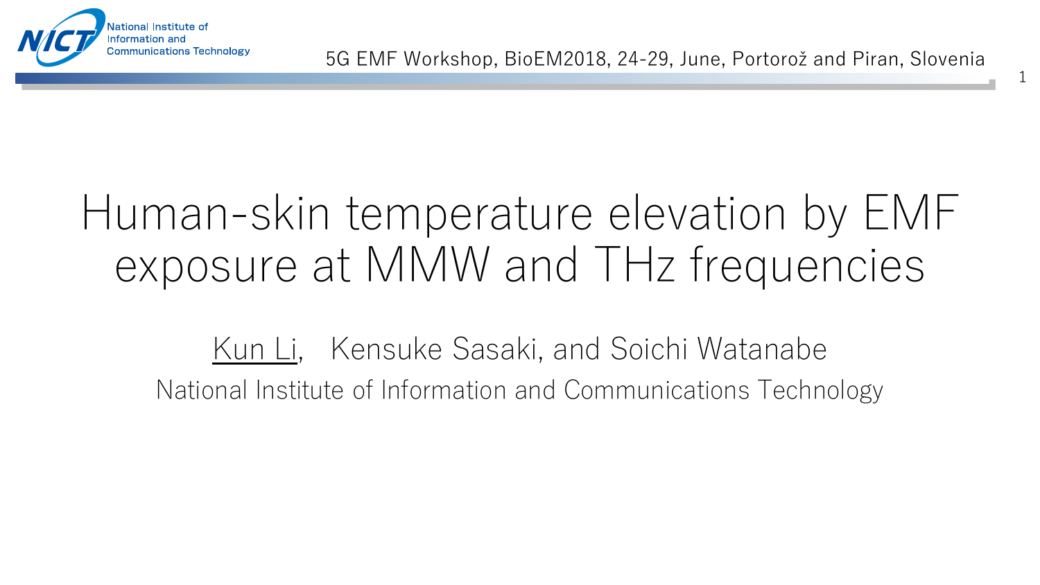5G EMF Workshop, BioEM2018, 24-29, June, Portorož and Piran, Slovenia

# Human-skin temperature elevation by EMF exposure at MMW and THz frequencies

Kun Li, Kensuke Sasaki, and Soichi Watanabe

National Institute of Information and Communications Technology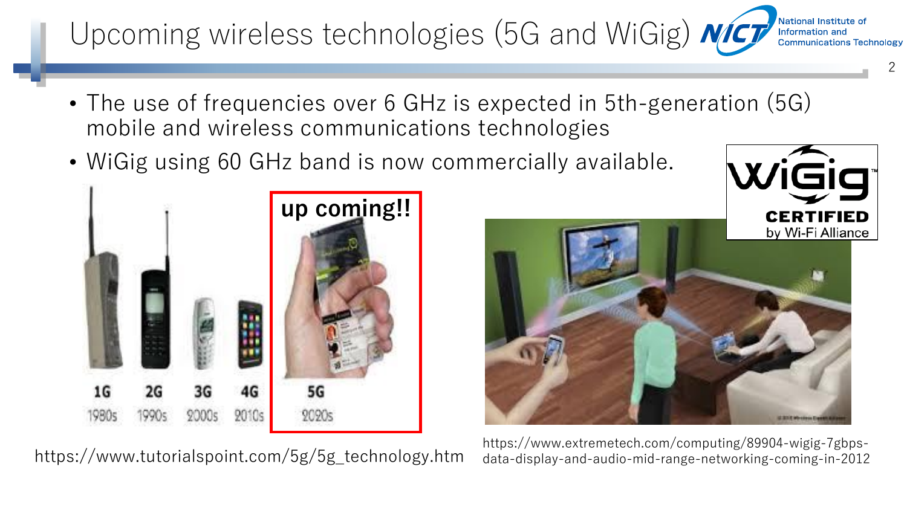# Upcoming wireless technologies (5G and WiGig)

- The use of frequencies over 6 GHz is expected in 5th-generation (5G) mobile and wireless communications technologies
- WiGig using 60 GHz band is now commercially available.

up coming!!

| 1G | 2G | 3G | 4G | 5G |
|---|---|---|---|---|
| 1980s | 1990s | 2000s | 2010s | 2020s |

https://www.tutorialspoint.com/5g/5g_technology.htm

WiGig CERTIFIED by Wi-Fi Alliance

https://www.extremetech.com/computing/89904-wigig-7gbps-data-display-and-audio-mid-range-networking-coming-in-2012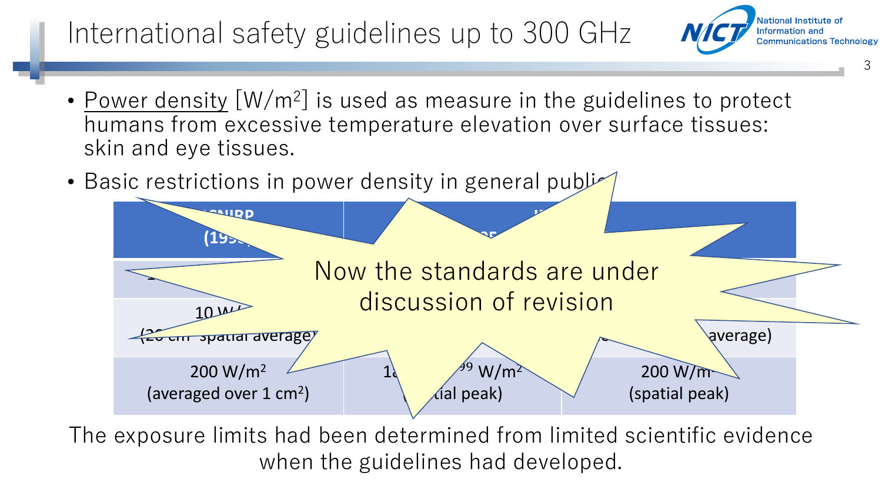# International safety guidelines up to 300 GHz

- Power density [W/m²] is used as measure in the guidelines to protect humans from excessive temperature elevation over surface tissues: skin and eye tissues.
- Basic restrictions in power density in general public

| ICNIRP (199…) | I… …5 | |
|---|---|---|
| 1… | | |
| 10 W/… (20 cm² spatial average) | | …average) |
| 200 W/m² (averaged over 1 cm²) | 1…99 W/m² (…tial peak) | 200 W/m² (spatial peak) |

Now the standards are under discussion of revision

The exposure limits had been determined from limited scientific evidence when the guidelines had developed.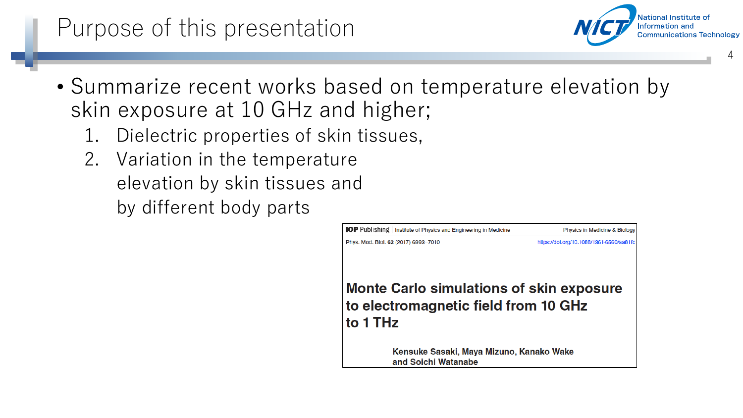# Purpose of this presentation

- Summarize recent works based on temperature elevation by skin exposure at 10 GHz and higher;
  1. Dielectric properties of skin tissues,
  2. Variation in the temperature elevation by skin tissues and by different body parts

IOP Publishing | Institute of Physics and Engineering in Medicine    Physics in Medicine & Biology

Phys. Med. Biol. **62** (2017) 6993–7010    https://doi.org/10.1088/1361-6560/aa81fc

**Monte Carlo simulations of skin exposure to electromagnetic field from 10 GHz to 1 THz**

**Kensuke Sasaki, Maya Mizuno, Kanako Wake and Soichi Watanabe**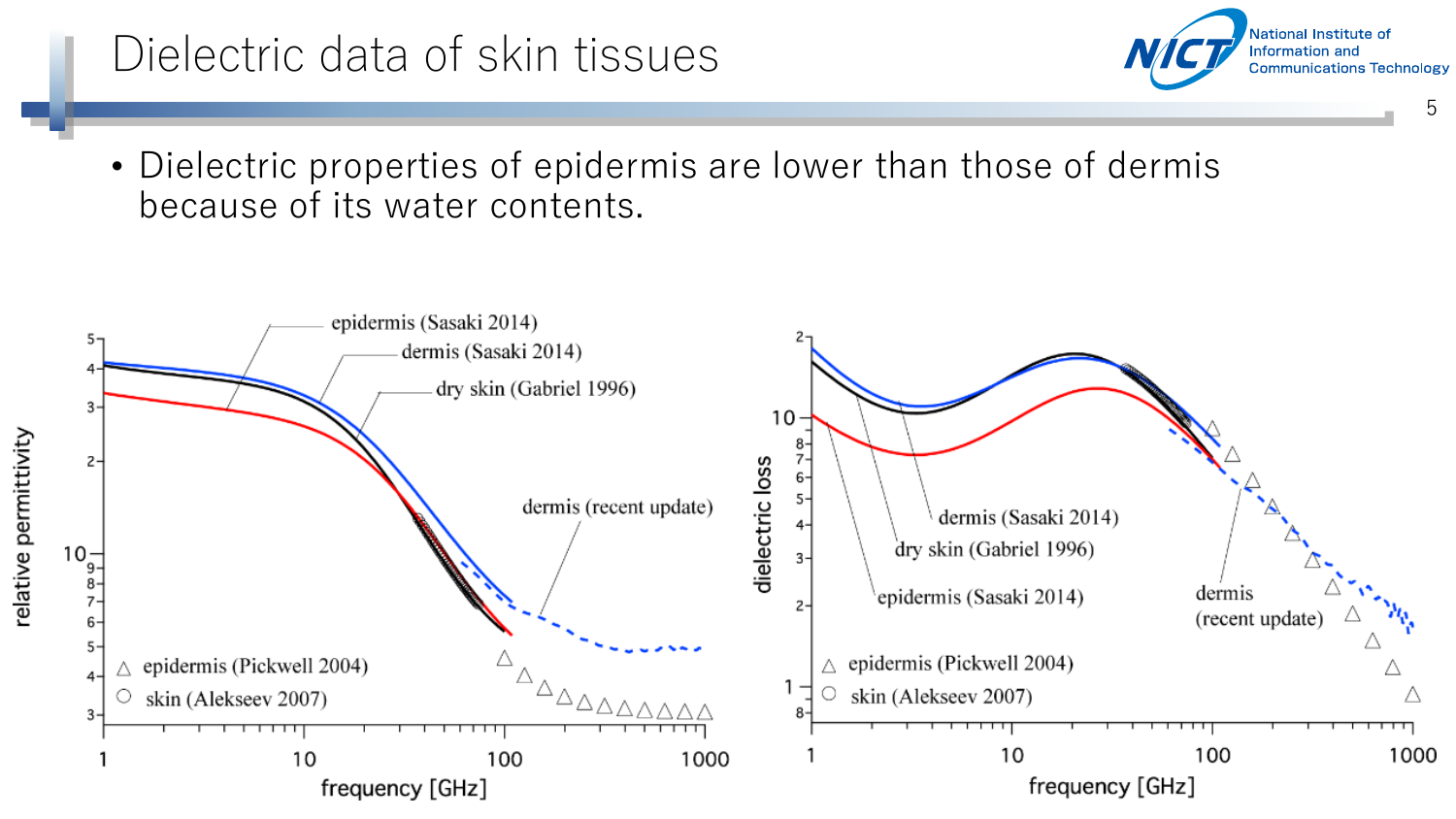# Dielectric data of skin tissues

- Dielectric properties of epidermis are lower than those of dermis because of its water contents.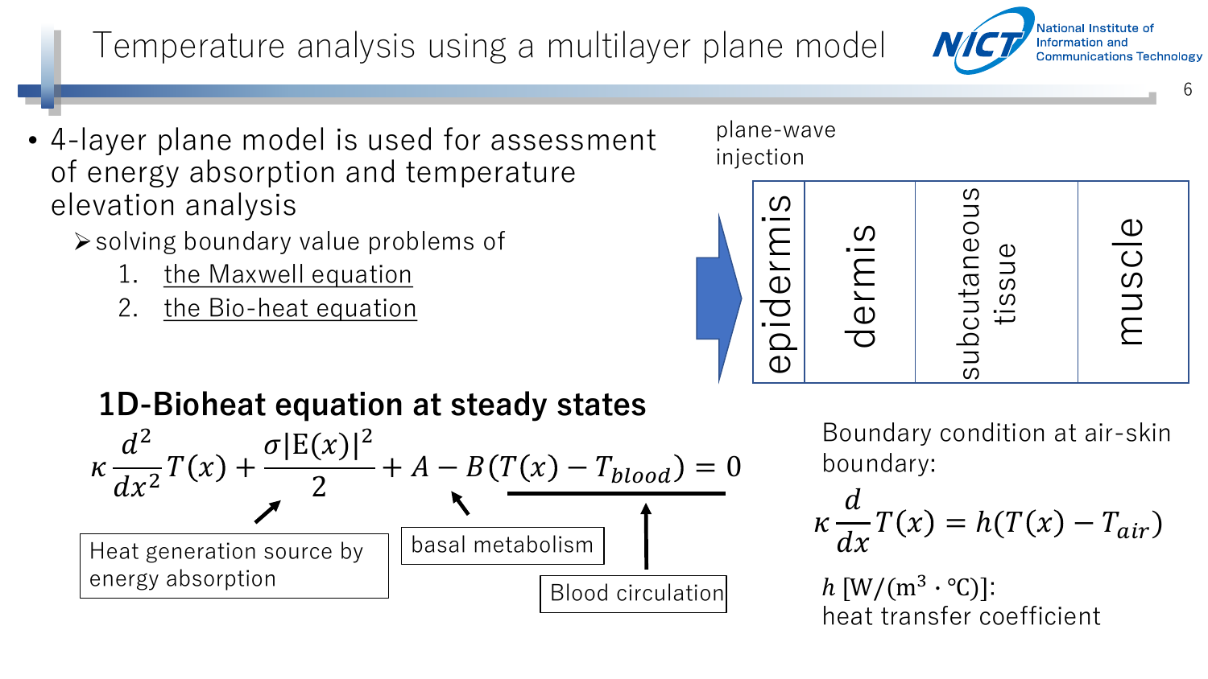# Temperature analysis using a multilayer plane model

- 4-layer plane model is used for assessment of energy absorption and temperature elevation analysis
  - solving boundary value problems of
    1. the Maxwell equation
    2. the Bio-heat equation

plane-wave injection

| epidermis | dermis | subcutaneous tissue | muscle |
|---|---|---|---|

## 1D-Bioheat equation at steady states

$$\kappa \frac{d^2}{dx^2} T(x) + \frac{\sigma |E(x)|^2}{2} + A - B(T(x) - T_{blood}) = 0$$

- Heat generation source by energy absorption: $\frac{\sigma |E(x)|^2}{2}$
- basal metabolism: $A$
- Blood circulation: $B(T(x) - T_{blood})$

Boundary condition at air-skin boundary:

$$\kappa \frac{d}{dx} T(x) = h(T(x) - T_{air})$$

$h$ [W/(m$^3$ · ℃)]: heat transfer coefficient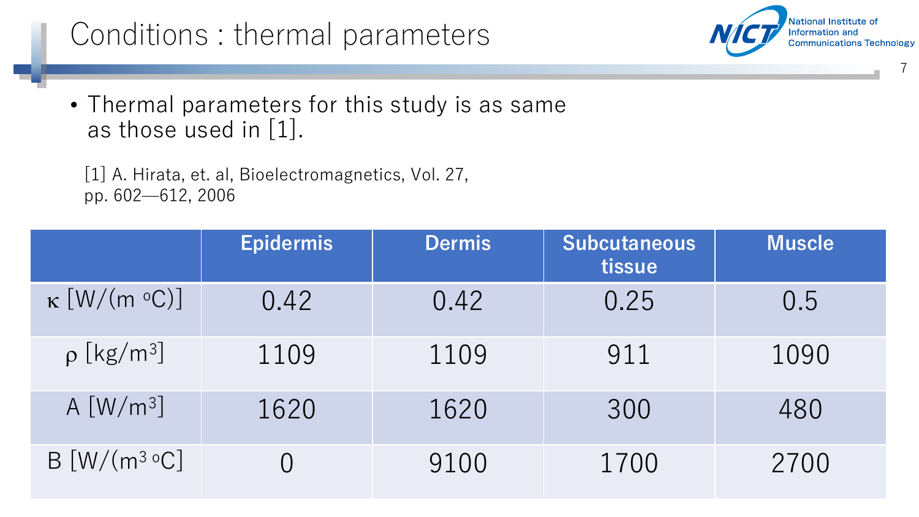# Conditions : thermal parameters

- Thermal parameters for this study is as same as those used in [1].

[1] A. Hirata, et. al, Bioelectromagnetics, Vol. 27, pp. 602—612, 2006

| | Epidermis | Dermis | Subcutaneous tissue | Muscle |
|---|---|---|---|---|
| $\kappa$ [W/(m $^{o}$C)] | 0.42 | 0.42 | 0.25 | 0.5 |
| $\rho$ [kg/m$^{3}$] | 1109 | 1109 | 911 | 1090 |
| A [W/m$^{3}$] | 1620 | 1620 | 300 | 480 |
| B [W/(m$^{3}$ $^{o}$C] | 0 | 9100 | 1700 | 2700 |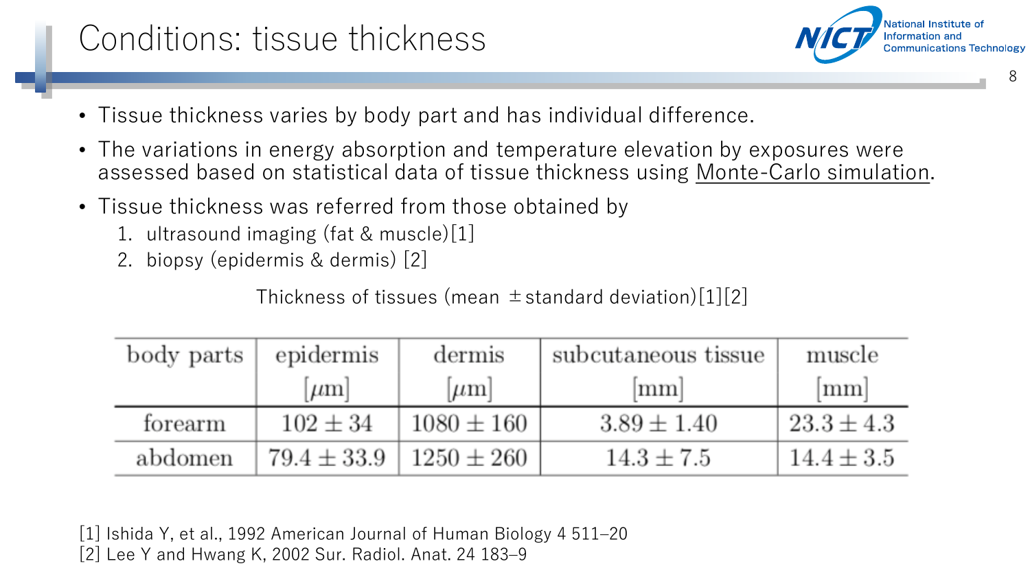# Conditions: tissue thickness

- Tissue thickness varies by body part and has individual difference.
- The variations in energy absorption and temperature elevation by exposures were assessed based on statistical data of tissue thickness using Monte-Carlo simulation.
- Tissue thickness was referred from those obtained by
  1. ultrasound imaging (fat & muscle)[1]
  2. biopsy (epidermis & dermis) [2]

Thickness of tissues (mean ±standard deviation)[1][2]

| body parts | epidermis [$\mu$m] | dermis [$\mu$m] | subcutaneous tissue [mm] | muscle [mm] |
|---|---|---|---|---|
| forearm | $102 \pm 34$ | $1080 \pm 160$ | $3.89 \pm 1.40$ | $23.3 \pm 4.3$ |
| abdomen | $79.4 \pm 33.9$ | $1250 \pm 260$ | $14.3 \pm 7.5$ | $14.4 \pm 3.5$ |

[1] Ishida Y, et al., 1992 American Journal of Human Biology 4 511–20
[2] Lee Y and Hwang K, 2002 Sur. Radiol. Anat. 24 183–9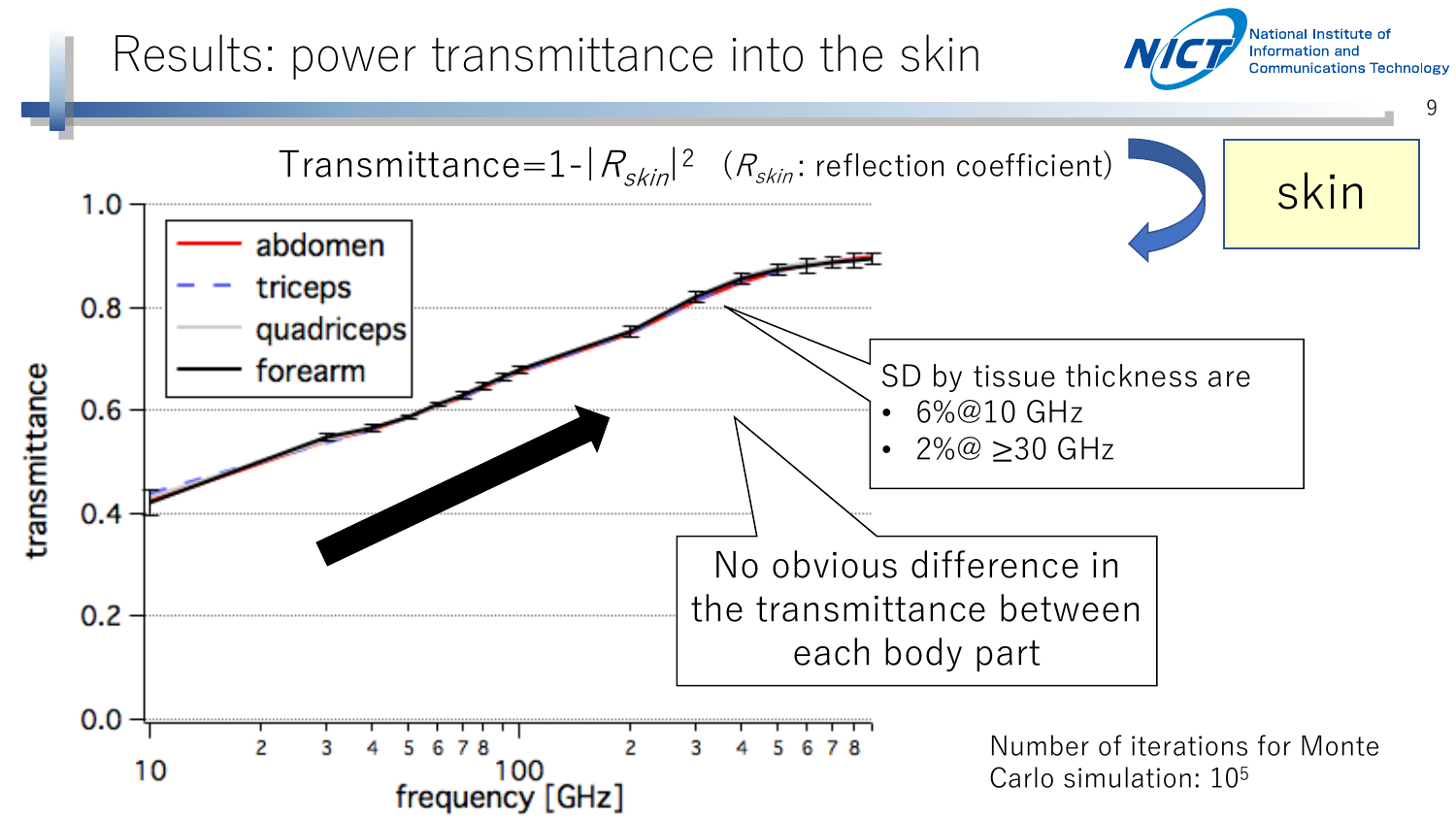# Results: power transmittance into the skin

Transmittance=1-$|R_{skin}|^2$ ($R_{skin}$: reflection coefficient)

skin

SD by tissue thickness are
- 6%@10 GHz
- 2%@ ≥30 GHz

No obvious difference in the transmittance between each body part

Number of iterations for Monte Carlo simulation: $10^5$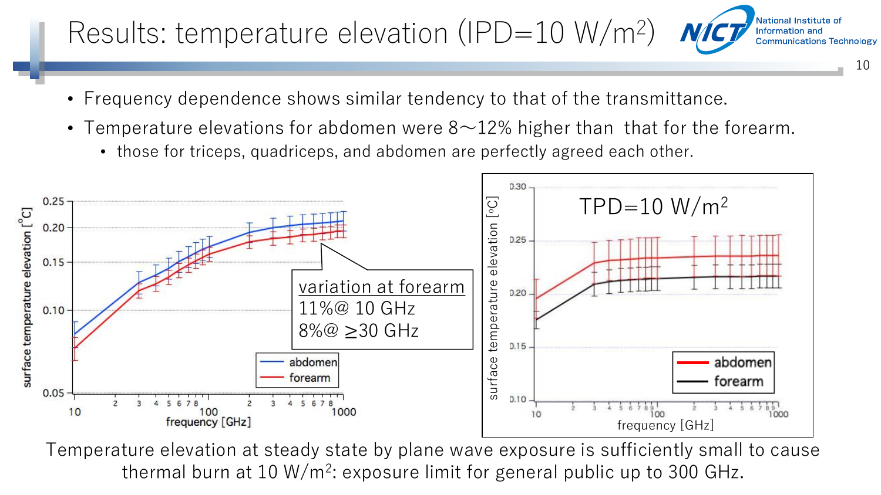# Results: temperature elevation (IPD=10 W/m²)

- Frequency dependence shows similar tendency to that of the transmittance.
- Temperature elevations for abdomen were 8～12% higher than that for the forearm.
  - those for triceps, quadriceps, and abdomen are perfectly agreed each other.

variation at forearm
11%@ 10 GHz
8%@ ≥30 GHz

TPD=10 W/m²

Temperature elevation at steady state by plane wave exposure is sufficiently small to cause thermal burn at 10 W/m²: exposure limit for general public up to 300 GHz.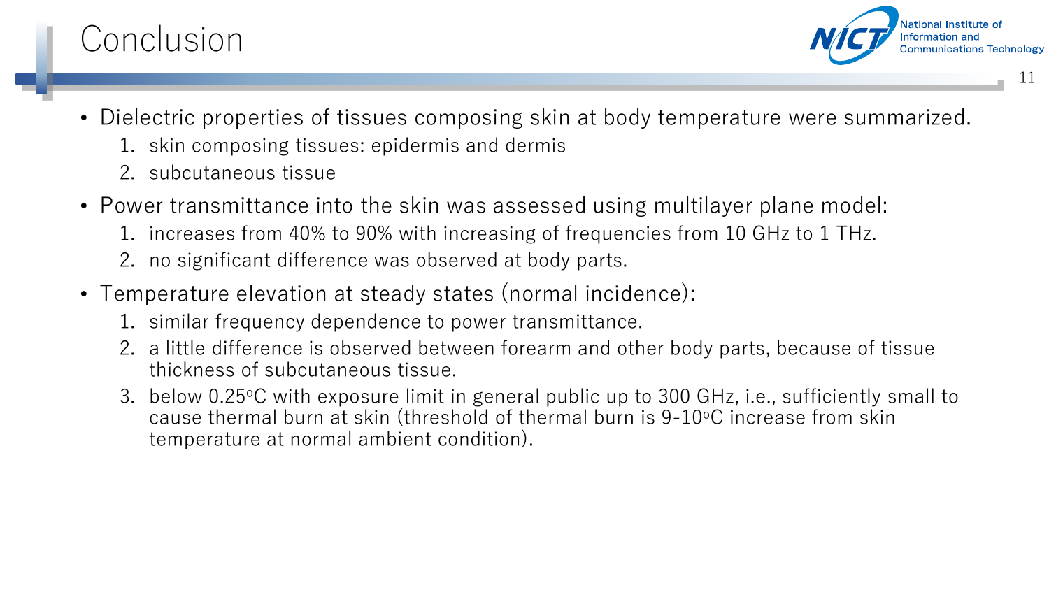# Conclusion

- Dielectric properties of tissues composing skin at body temperature were summarized.
  1. skin composing tissues: epidermis and dermis
  2. subcutaneous tissue
- Power transmittance into the skin was assessed using multilayer plane model:
  1. increases from 40% to 90% with increasing of frequencies from 10 GHz to 1 THz.
  2. no significant difference was observed at body parts.
- Temperature elevation at steady states (normal incidence):
  1. similar frequency dependence to power transmittance.
  2. a little difference is observed between forearm and other body parts, because of tissue thickness of subcutaneous tissue.
  3. below 0.25$^{o}$C with exposure limit in general public up to 300 GHz, i.e., sufficiently small to cause thermal burn at skin (threshold of thermal burn is 9-10$^{o}$C increase from skin temperature at normal ambient condition).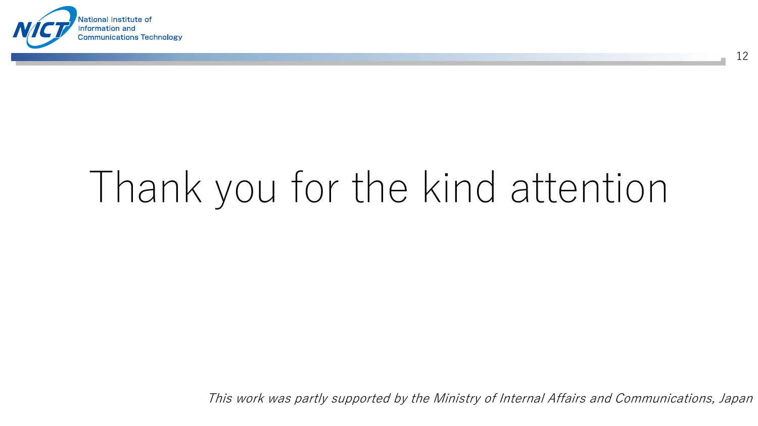# Thank you for the kind attention

*This work was partly supported by the Ministry of Internal Affairs and Communications, Japan*